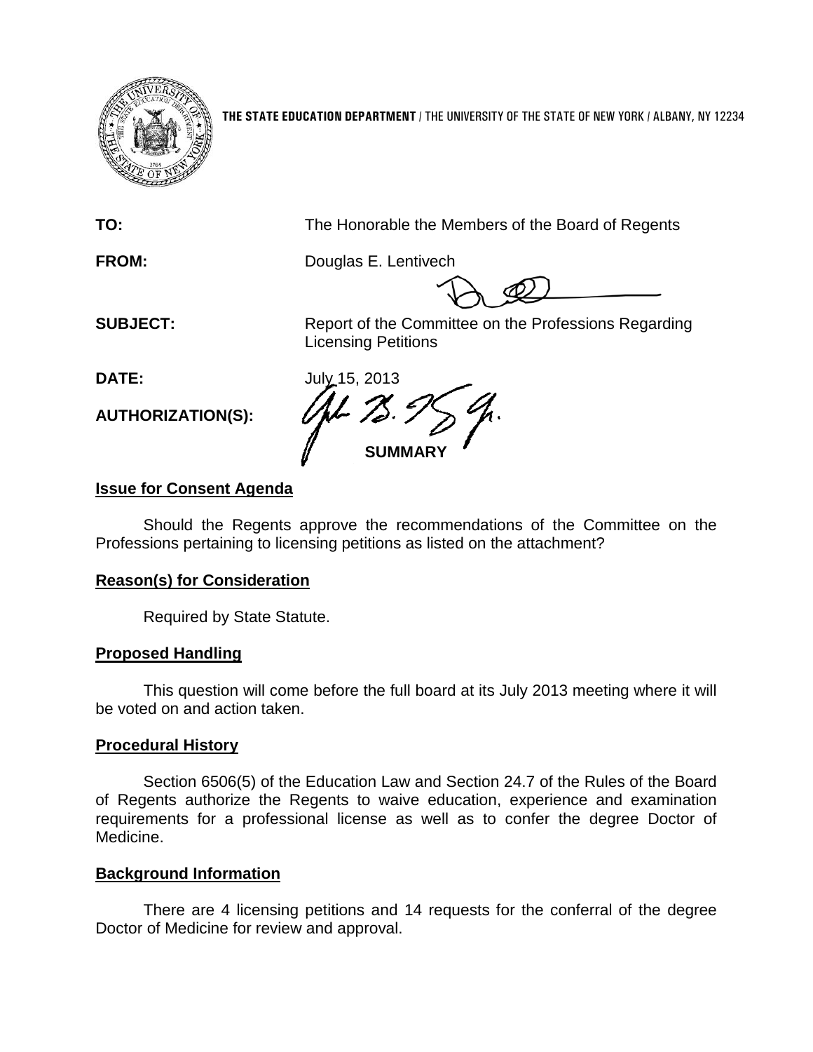**THE STATE EDUCATION DEPARTMENT** / THE UNIVERSITY OF THE STATE OF NEW YORK / ALBANY, NY 12234

**TO:** The Honorable the Members of the Board of Regents

**FROM:** Douglas E. Lentivech

**SUBJECT:** Report of the Committee on the Professions Regarding Licensing Petitions

**DATE:** July 15, 2013

**AUTHORIZATION(S):**

**SUMMARY**

**Issue for Consent Agenda**

Should the Regents approve the recommendations of the Committee on the Professions pertaining to licensing petitions as listed on the attachment?

**Reason(s) for Consideration**

Required by State Statute.

**Proposed Handling**

This question will come before the full board at its July 2013 meeting where it will be voted on and action taken.

**Procedural History**

Section 6506(5) of the Education Law and Section 24.7 of the Rules of the Board of Regents authorize the Regents to waive education, experience and examination requirements for a professional license as well as to confer the degree Doctor of Medicine.

**Background Information**

There are 4 licensing petitions and 14 requests for the conferral of the degree Doctor of Medicine for review and approval.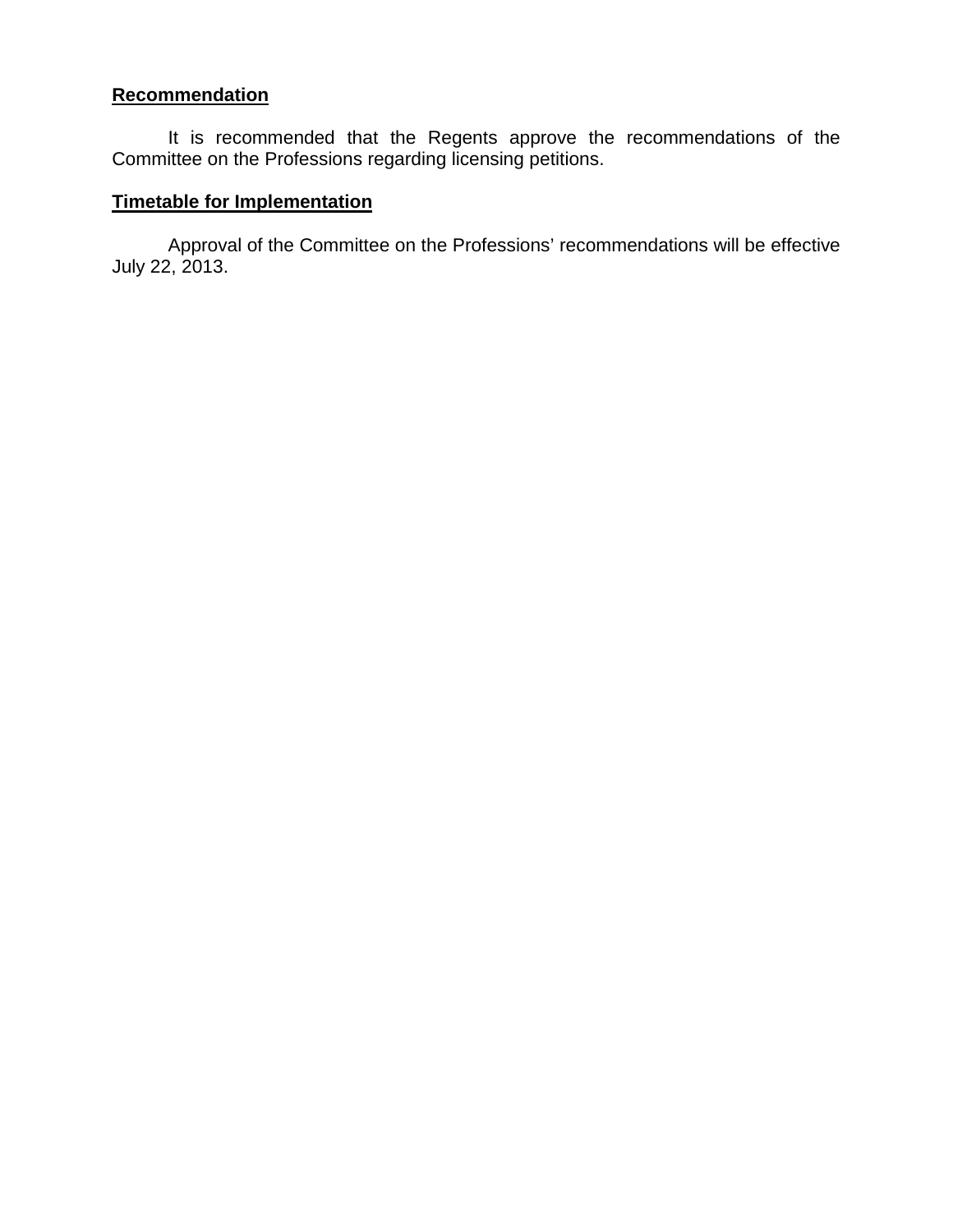**Recommendation**

It is recommended that the Regents approve the recommendations of the Committee on the Professions regarding licensing petitions.

**Timetable for Implementation**

Approval of the Committee on the Professions' recommendations will be effective July 22, 2013.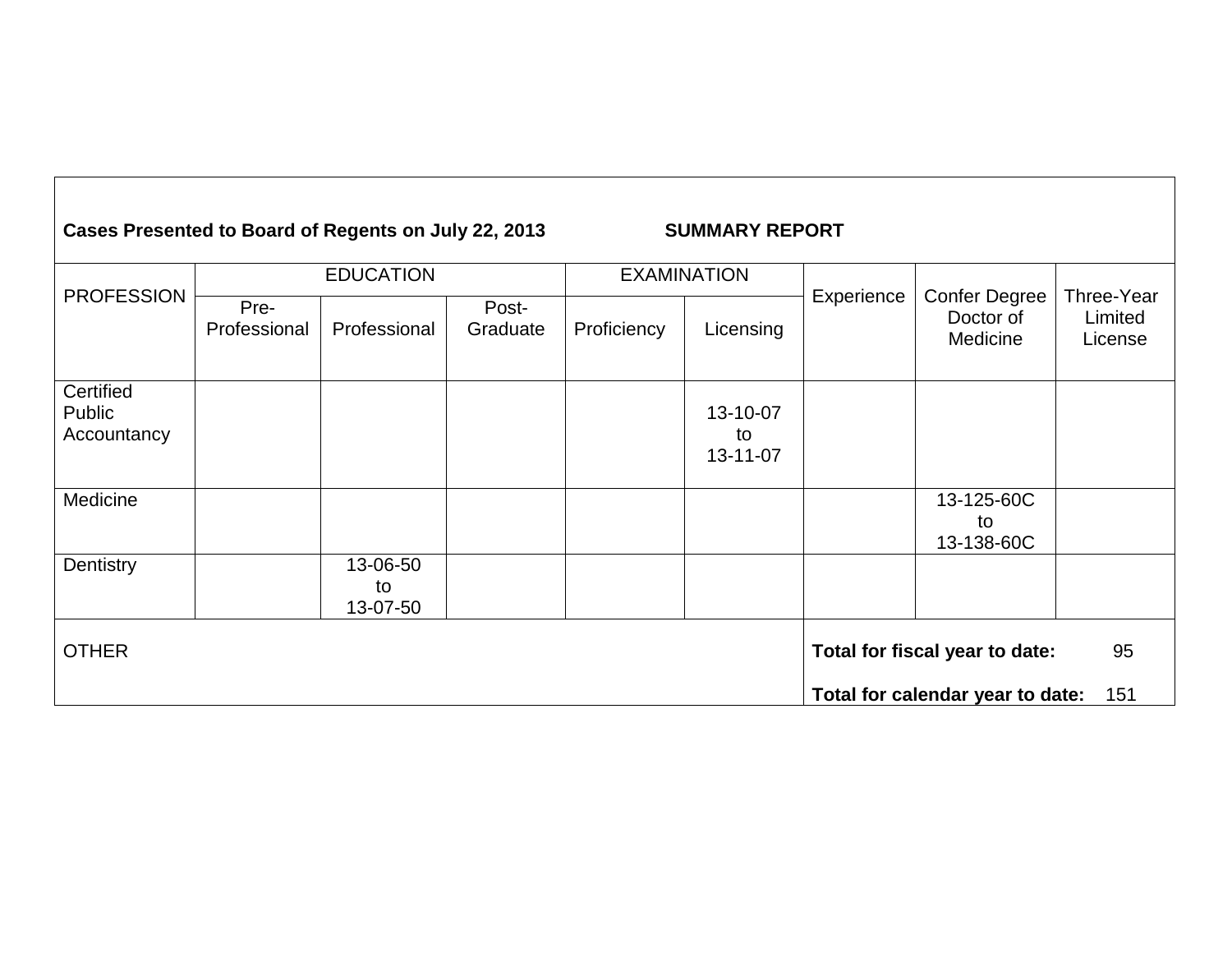**Cases Presented to Board of Regents on July 22, 2013** **SUMMARY REPORT**

| PROFESSION | EDUCATION | | | EXAMINATION | | Experience | Confer Degree Doctor of Medicine | Three-Year Limited License |
|---|---|---|---|---|---|---|---|---|
| | Pre-Professional | Professional | Post-Graduate | Proficiency | Licensing | | | |
| Certified Public Accountancy | | | | | 13-10-07 to 13-11-07 | | | |
| Medicine | | | | | | | 13-125-60C to 13-138-60C | |
| Dentistry | | 13-06-50 to 13-07-50 | | | | | | |
| OTHER | | | | | | **Total for fiscal year to date:** 95 | | |
| | | | | | | **Total for calendar year to date:** 151 | | |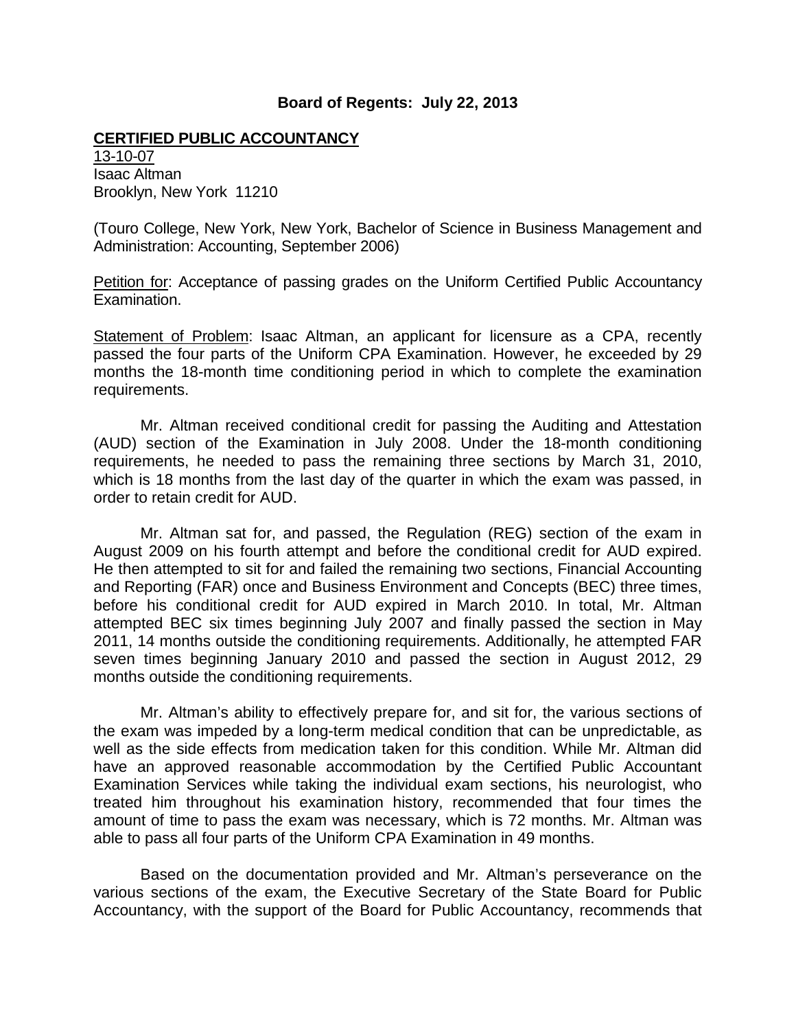**Board of Regents: July 22, 2013**

**CERTIFIED PUBLIC ACCOUNTANCY**

13-10-07
Isaac Altman
Brooklyn, New York 11210

(Touro College, New York, New York, Bachelor of Science in Business Management and Administration: Accounting, September 2006)

Petition for: Acceptance of passing grades on the Uniform Certified Public Accountancy Examination.

Statement of Problem: Isaac Altman, an applicant for licensure as a CPA, recently passed the four parts of the Uniform CPA Examination. However, he exceeded by 29 months the 18-month time conditioning period in which to complete the examination requirements.

Mr. Altman received conditional credit for passing the Auditing and Attestation (AUD) section of the Examination in July 2008. Under the 18-month conditioning requirements, he needed to pass the remaining three sections by March 31, 2010, which is 18 months from the last day of the quarter in which the exam was passed, in order to retain credit for AUD.

Mr. Altman sat for, and passed, the Regulation (REG) section of the exam in August 2009 on his fourth attempt and before the conditional credit for AUD expired. He then attempted to sit for and failed the remaining two sections, Financial Accounting and Reporting (FAR) once and Business Environment and Concepts (BEC) three times, before his conditional credit for AUD expired in March 2010. In total, Mr. Altman attempted BEC six times beginning July 2007 and finally passed the section in May 2011, 14 months outside the conditioning requirements. Additionally, he attempted FAR seven times beginning January 2010 and passed the section in August 2012, 29 months outside the conditioning requirements.

Mr. Altman's ability to effectively prepare for, and sit for, the various sections of the exam was impeded by a long-term medical condition that can be unpredictable, as well as the side effects from medication taken for this condition. While Mr. Altman did have an approved reasonable accommodation by the Certified Public Accountant Examination Services while taking the individual exam sections, his neurologist, who treated him throughout his examination history, recommended that four times the amount of time to pass the exam was necessary, which is 72 months. Mr. Altman was able to pass all four parts of the Uniform CPA Examination in 49 months.

Based on the documentation provided and Mr. Altman's perseverance on the various sections of the exam, the Executive Secretary of the State Board for Public Accountancy, with the support of the Board for Public Accountancy, recommends that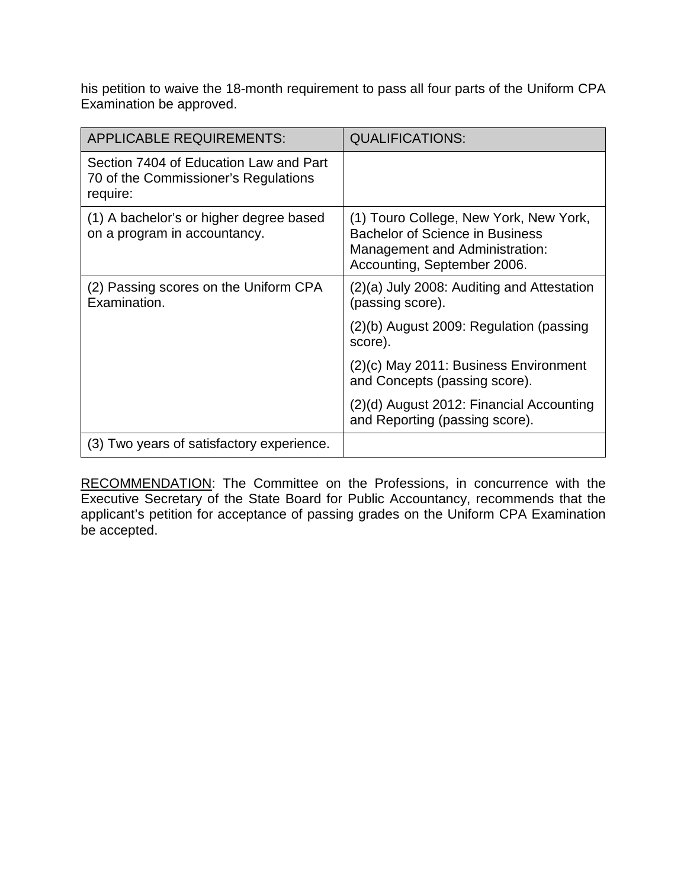his petition to waive the 18-month requirement to pass all four parts of the Uniform CPA Examination be approved.

| APPLICABLE REQUIREMENTS: | QUALIFICATIONS: |
| --- | --- |
| Section 7404 of Education Law and Part 70 of the Commissioner's Regulations require: | |
| (1) A bachelor's or higher degree based on a program in accountancy. | (1) Touro College, New York, New York, Bachelor of Science in Business Management and Administration: Accounting, September 2006. |
| (2) Passing scores on the Uniform CPA Examination. | (2)(a) July 2008: Auditing and Attestation (passing score). |
| | (2)(b) August 2009: Regulation (passing score). |
| | (2)(c) May 2011: Business Environment and Concepts (passing score). |
| | (2)(d) August 2012: Financial Accounting and Reporting (passing score). |
| (3) Two years of satisfactory experience. | |

RECOMMENDATION: The Committee on the Professions, in concurrence with the Executive Secretary of the State Board for Public Accountancy, recommends that the applicant's petition for acceptance of passing grades on the Uniform CPA Examination be accepted.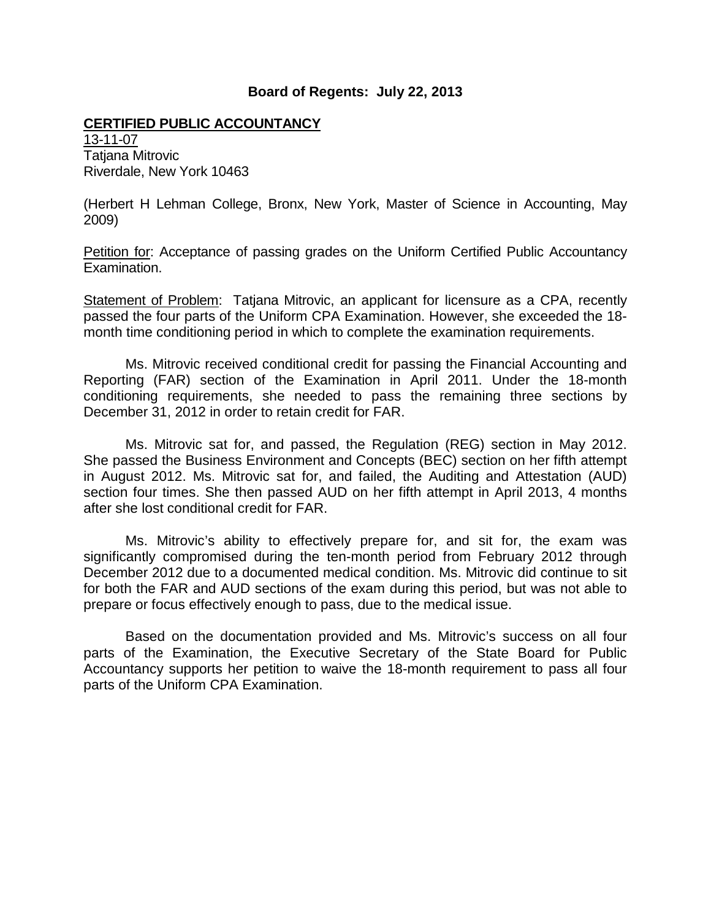**Board of Regents: July 22, 2013**

**CERTIFIED PUBLIC ACCOUNTANCY**

13-11-07
Tatjana Mitrovic
Riverdale, New York 10463

(Herbert H Lehman College, Bronx, New York, Master of Science in Accounting, May 2009)

Petition for: Acceptance of passing grades on the Uniform Certified Public Accountancy Examination.

Statement of Problem: Tatjana Mitrovic, an applicant for licensure as a CPA, recently passed the four parts of the Uniform CPA Examination. However, she exceeded the 18-month time conditioning period in which to complete the examination requirements.

Ms. Mitrovic received conditional credit for passing the Financial Accounting and Reporting (FAR) section of the Examination in April 2011. Under the 18-month conditioning requirements, she needed to pass the remaining three sections by December 31, 2012 in order to retain credit for FAR.

Ms. Mitrovic sat for, and passed, the Regulation (REG) section in May 2012. She passed the Business Environment and Concepts (BEC) section on her fifth attempt in August 2012. Ms. Mitrovic sat for, and failed, the Auditing and Attestation (AUD) section four times. She then passed AUD on her fifth attempt in April 2013, 4 months after she lost conditional credit for FAR.

Ms. Mitrovic's ability to effectively prepare for, and sit for, the exam was significantly compromised during the ten-month period from February 2012 through December 2012 due to a documented medical condition. Ms. Mitrovic did continue to sit for both the FAR and AUD sections of the exam during this period, but was not able to prepare or focus effectively enough to pass, due to the medical issue.

Based on the documentation provided and Ms. Mitrovic's success on all four parts of the Examination, the Executive Secretary of the State Board for Public Accountancy supports her petition to waive the 18-month requirement to pass all four parts of the Uniform CPA Examination.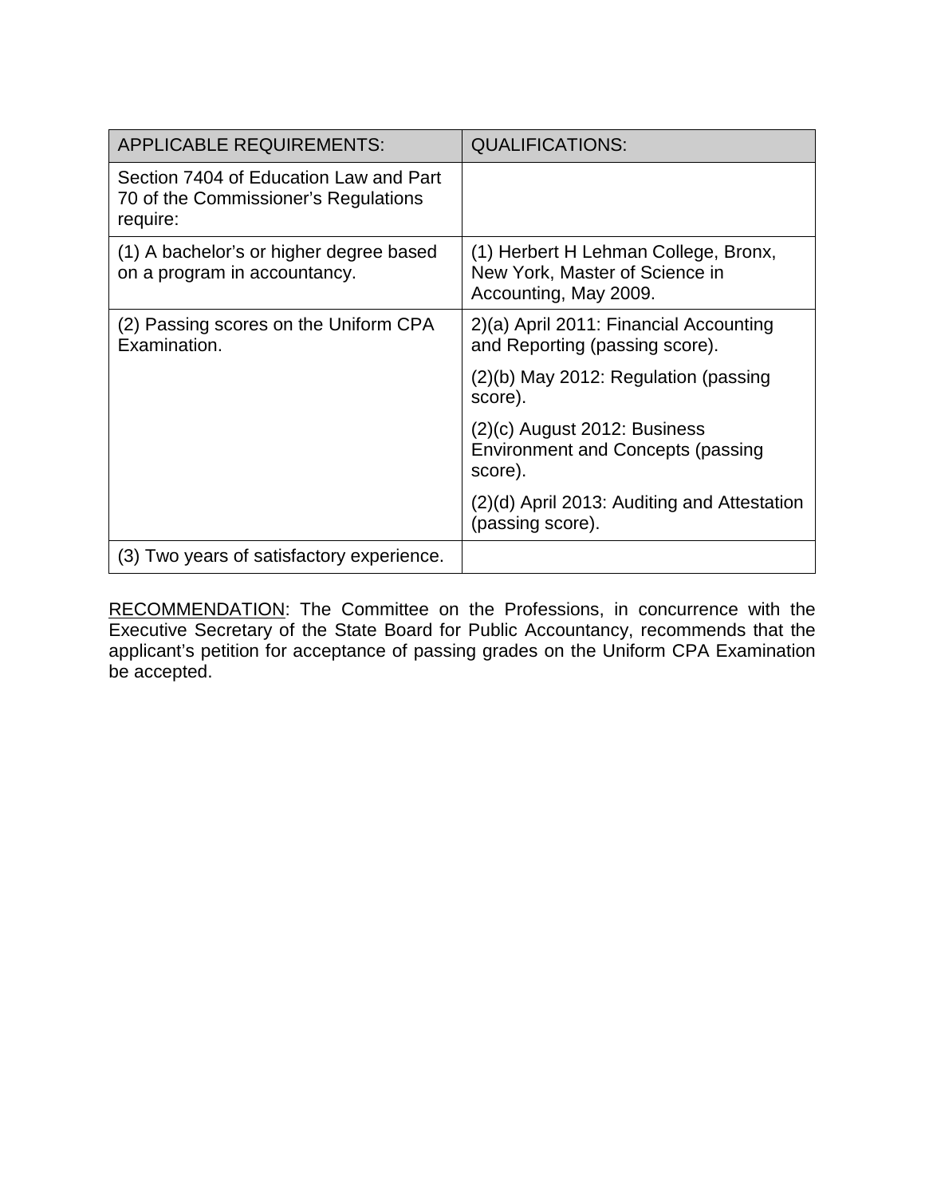| APPLICABLE REQUIREMENTS: | QUALIFICATIONS: |
|---|---|
| Section 7404 of Education Law and Part 70 of the Commissioner's Regulations require: | |
| (1) A bachelor's or higher degree based on a program in accountancy. | (1) Herbert H Lehman College, Bronx, New York, Master of Science in Accounting, May 2009. |
| (2) Passing scores on the Uniform CPA Examination. | 2)(a) April 2011: Financial Accounting and Reporting (passing score). |
| | (2)(b) May 2012: Regulation (passing score). |
| | (2)(c) August 2012: Business Environment and Concepts (passing score). |
| | (2)(d) April 2013: Auditing and Attestation (passing score). |
| (3) Two years of satisfactory experience. | |

RECOMMENDATION: The Committee on the Professions, in concurrence with the Executive Secretary of the State Board for Public Accountancy, recommends that the applicant's petition for acceptance of passing grades on the Uniform CPA Examination be accepted.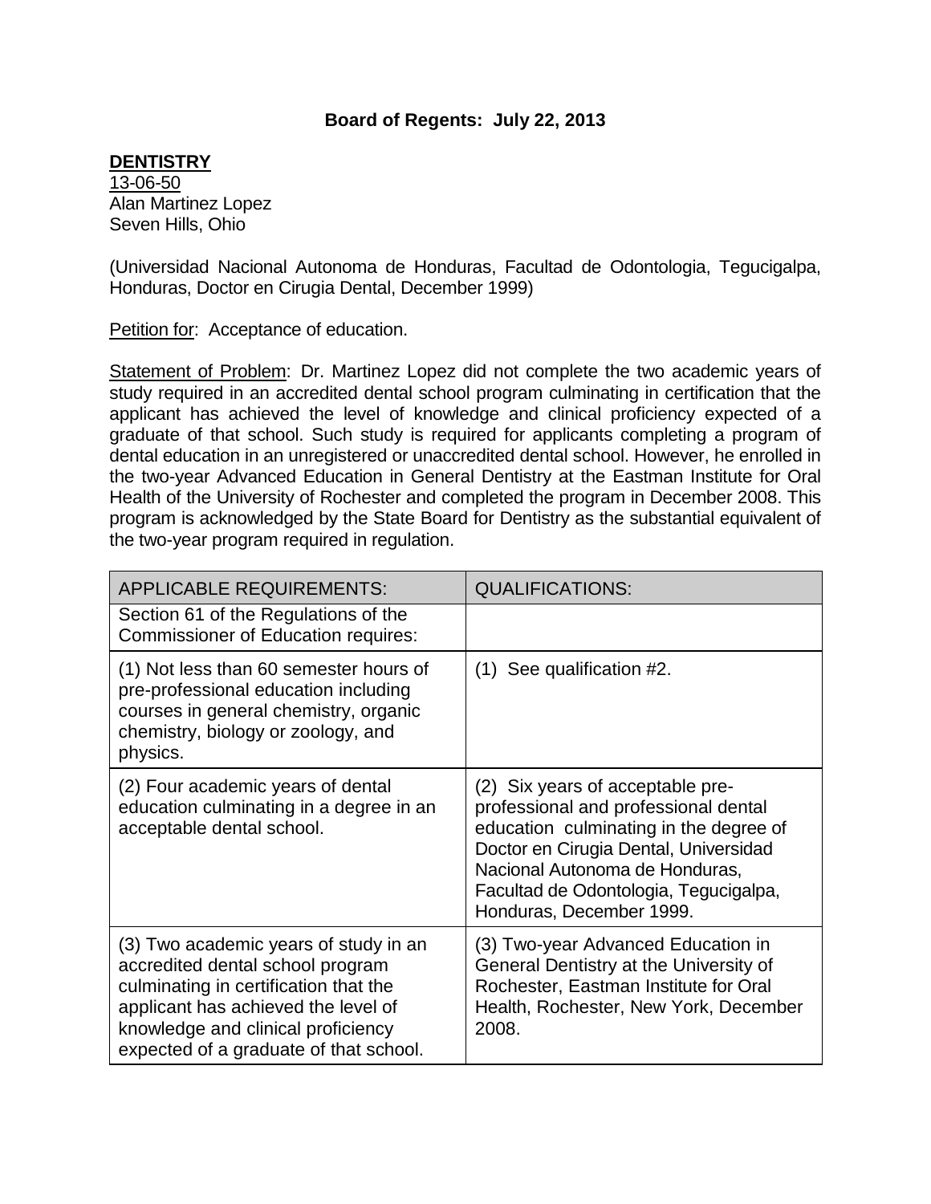**Board of Regents: July 22, 2013**

**DENTISTRY**
13-06-50
Alan Martinez Lopez
Seven Hills, Ohio

(Universidad Nacional Autonoma de Honduras, Facultad de Odontologia, Tegucigalpa, Honduras, Doctor en Cirugia Dental, December 1999)

Petition for: Acceptance of education.

Statement of Problem: Dr. Martinez Lopez did not complete the two academic years of study required in an accredited dental school program culminating in certification that the applicant has achieved the level of knowledge and clinical proficiency expected of a graduate of that school. Such study is required for applicants completing a program of dental education in an unregistered or unaccredited dental school. However, he enrolled in the two-year Advanced Education in General Dentistry at the Eastman Institute for Oral Health of the University of Rochester and completed the program in December 2008. This program is acknowledged by the State Board for Dentistry as the substantial equivalent of the two-year program required in regulation.

| APPLICABLE REQUIREMENTS: | QUALIFICATIONS: |
|---|---|
| Section 61 of the Regulations of the Commissioner of Education requires: | |
| (1) Not less than 60 semester hours of pre-professional education including courses in general chemistry, organic chemistry, biology or zoology, and physics. | (1) See qualification #2. |
| (2) Four academic years of dental education culminating in a degree in an acceptable dental school. | (2) Six years of acceptable pre-professional and professional dental education culminating in the degree of Doctor en Cirugia Dental, Universidad Nacional Autonoma de Honduras, Facultad de Odontologia, Tegucigalpa, Honduras, December 1999. |
| (3) Two academic years of study in an accredited dental school program culminating in certification that the applicant has achieved the level of knowledge and clinical proficiency expected of a graduate of that school. | (3) Two-year Advanced Education in General Dentistry at the University of Rochester, Eastman Institute for Oral Health, Rochester, New York, December 2008. |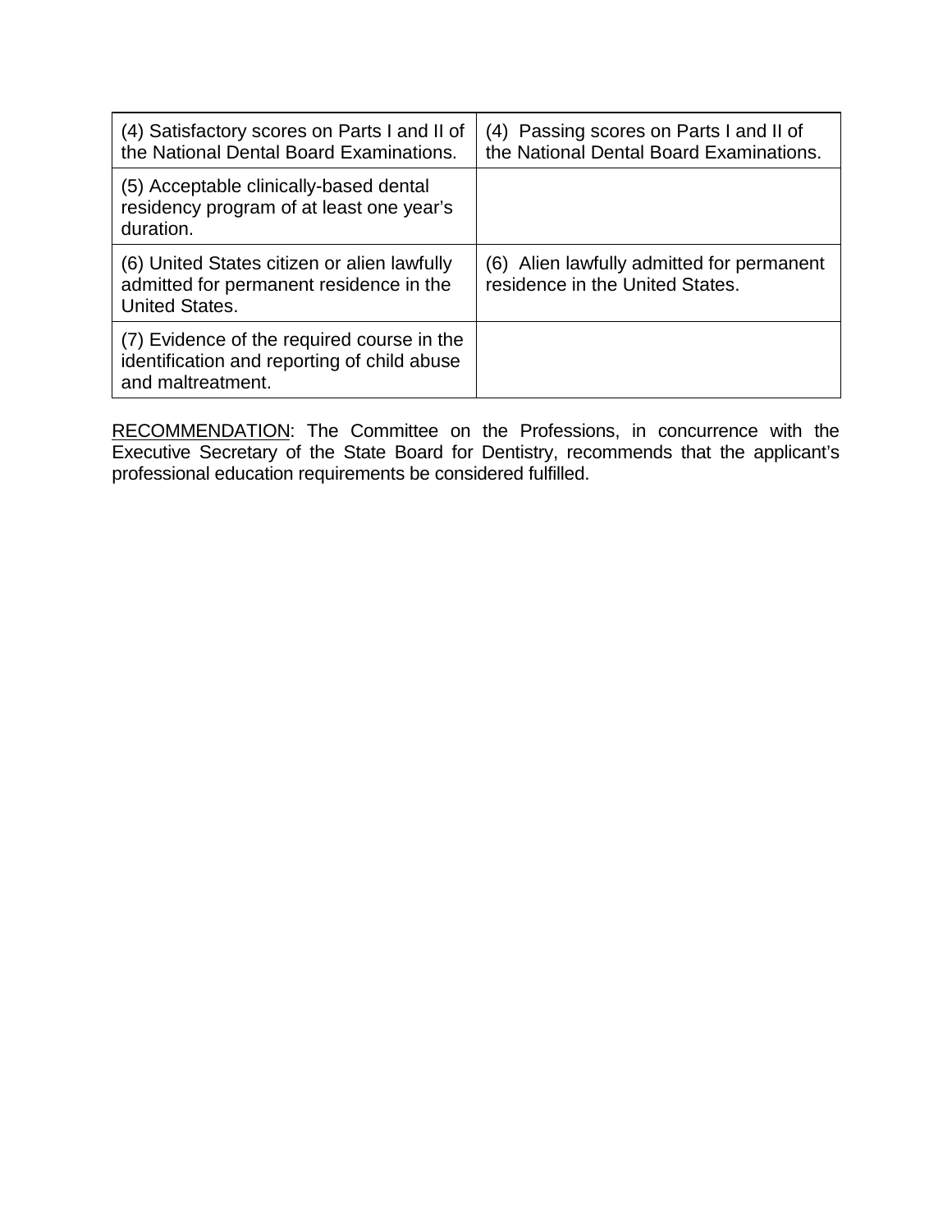| | |
|---|---|
| (4) Satisfactory scores on Parts I and II of the National Dental Board Examinations. | (4) Passing scores on Parts I and II of the National Dental Board Examinations. |
| (5) Acceptable clinically-based dental residency program of at least one year's duration. | |
| (6) United States citizen or alien lawfully admitted for permanent residence in the United States. | (6) Alien lawfully admitted for permanent residence in the United States. |
| (7) Evidence of the required course in the identification and reporting of child abuse and maltreatment. | |

RECOMMENDATION: The Committee on the Professions, in concurrence with the Executive Secretary of the State Board for Dentistry, recommends that the applicant's professional education requirements be considered fulfilled.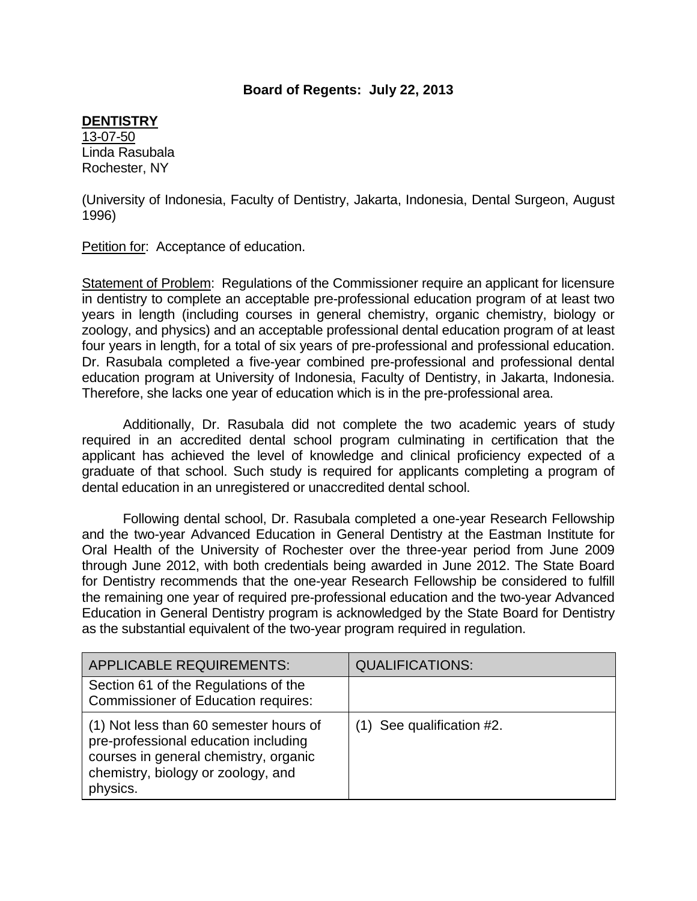**Board of Regents: July 22, 2013**

**DENTISTRY**

13-07-50
Linda Rasubala
Rochester, NY

(University of Indonesia, Faculty of Dentistry, Jakarta, Indonesia, Dental Surgeon, August 1996)

Petition for: Acceptance of education.

Statement of Problem: Regulations of the Commissioner require an applicant for licensure in dentistry to complete an acceptable pre-professional education program of at least two years in length (including courses in general chemistry, organic chemistry, biology or zoology, and physics) and an acceptable professional dental education program of at least four years in length, for a total of six years of pre-professional and professional education. Dr. Rasubala completed a five-year combined pre-professional and professional dental education program at University of Indonesia, Faculty of Dentistry, in Jakarta, Indonesia. Therefore, she lacks one year of education which is in the pre-professional area.

Additionally, Dr. Rasubala did not complete the two academic years of study required in an accredited dental school program culminating in certification that the applicant has achieved the level of knowledge and clinical proficiency expected of a graduate of that school. Such study is required for applicants completing a program of dental education in an unregistered or unaccredited dental school.

Following dental school, Dr. Rasubala completed a one-year Research Fellowship and the two-year Advanced Education in General Dentistry at the Eastman Institute for Oral Health of the University of Rochester over the three-year period from June 2009 through June 2012, with both credentials being awarded in June 2012. The State Board for Dentistry recommends that the one-year Research Fellowship be considered to fulfill the remaining one year of required pre-professional education and the two-year Advanced Education in General Dentistry program is acknowledged by the State Board for Dentistry as the substantial equivalent of the two-year program required in regulation.

| APPLICABLE REQUIREMENTS: | QUALIFICATIONS: |
|---|---|
| Section 61 of the Regulations of the Commissioner of Education requires: | |
| (1) Not less than 60 semester hours of pre-professional education including courses in general chemistry, organic chemistry, biology or zoology, and physics. | (1) See qualification #2. |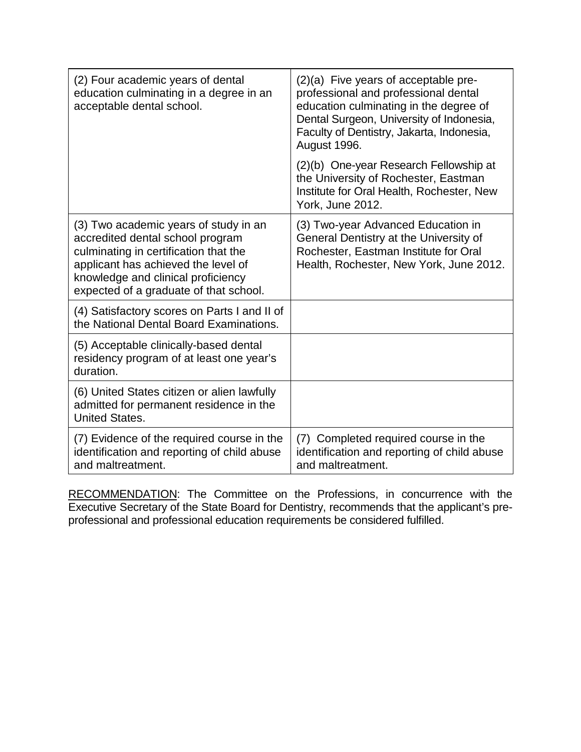| | |
|---|---|
| (2) Four academic years of dental education culminating in a degree in an acceptable dental school. | (2)(a) Five years of acceptable pre-professional and professional dental education culminating in the degree of Dental Surgeon, University of Indonesia, Faculty of Dentistry, Jakarta, Indonesia, August 1996.<br><br>(2)(b) One-year Research Fellowship at the University of Rochester, Eastman Institute for Oral Health, Rochester, New York, June 2012. |
| (3) Two academic years of study in an accredited dental school program culminating in certification that the applicant has achieved the level of knowledge and clinical proficiency expected of a graduate of that school. | (3) Two-year Advanced Education in General Dentistry at the University of Rochester, Eastman Institute for Oral Health, Rochester, New York, June 2012. |
| (4) Satisfactory scores on Parts I and II of the National Dental Board Examinations. | |
| (5) Acceptable clinically-based dental residency program of at least one year's duration. | |
| (6) United States citizen or alien lawfully admitted for permanent residence in the United States. | |
| (7) Evidence of the required course in the identification and reporting of child abuse and maltreatment. | (7) Completed required course in the identification and reporting of child abuse and maltreatment. |

RECOMMENDATION: The Committee on the Professions, in concurrence with the Executive Secretary of the State Board for Dentistry, recommends that the applicant's pre-professional and professional education requirements be considered fulfilled.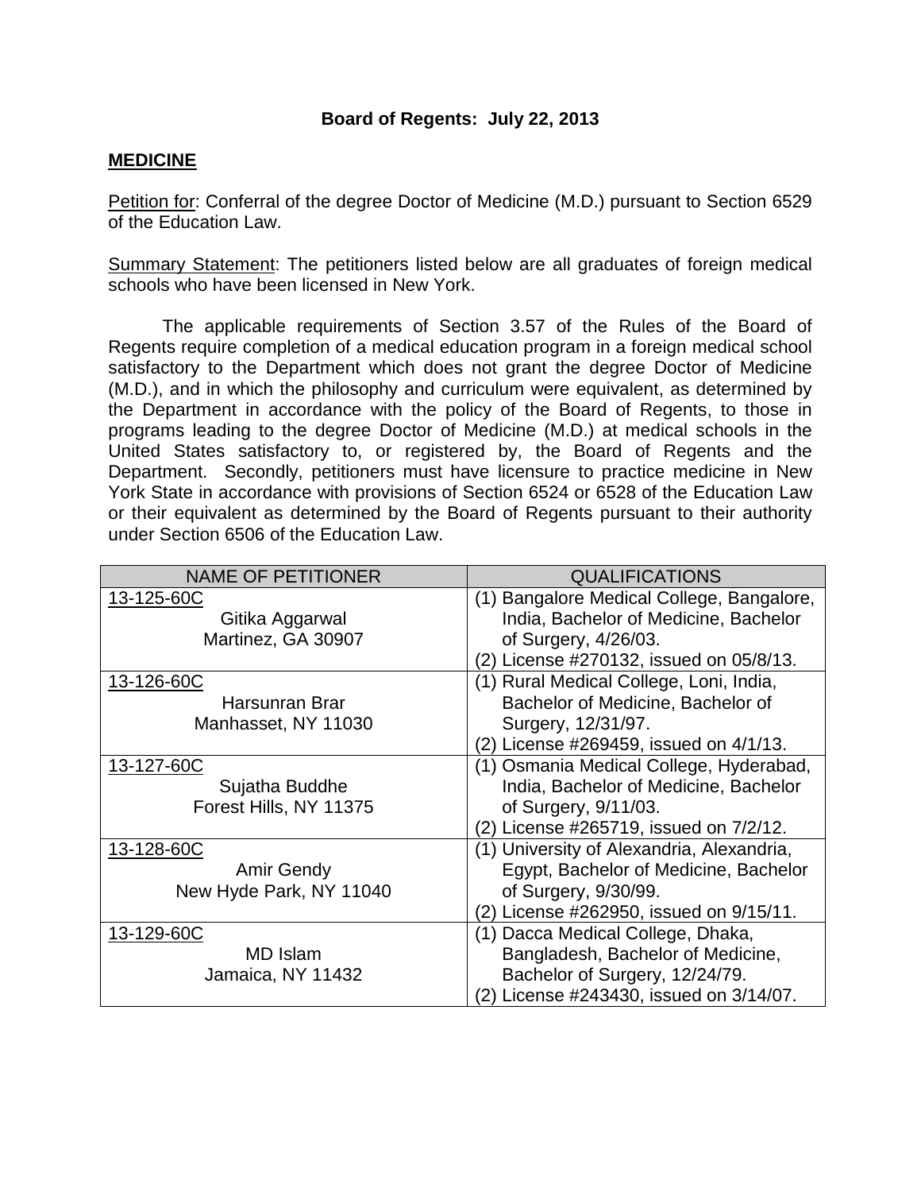**Board of Regents: July 22, 2013**

**MEDICINE**

Petition for: Conferral of the degree Doctor of Medicine (M.D.) pursuant to Section 6529 of the Education Law.

Summary Statement: The petitioners listed below are all graduates of foreign medical schools who have been licensed in New York.

The applicable requirements of Section 3.57 of the Rules of the Board of Regents require completion of a medical education program in a foreign medical school satisfactory to the Department which does not grant the degree Doctor of Medicine (M.D.), and in which the philosophy and curriculum were equivalent, as determined by the Department in accordance with the policy of the Board of Regents, to those in programs leading to the degree Doctor of Medicine (M.D.) at medical schools in the United States satisfactory to, or registered by, the Board of Regents and the Department. Secondly, petitioners must have licensure to practice medicine in New York State in accordance with provisions of Section 6524 or 6528 of the Education Law or their equivalent as determined by the Board of Regents pursuant to their authority under Section 6506 of the Education Law.

| NAME OF PETITIONER | QUALIFICATIONS |
|---|---|
| 13-125-60C<br>Gitika Aggarwal<br>Martinez, GA 30907 | (1) Bangalore Medical College, Bangalore, India, Bachelor of Medicine, Bachelor of Surgery, 4/26/03.<br>(2) License #270132, issued on 05/8/13. |
| 13-126-60C<br>Harsunran Brar<br>Manhasset, NY 11030 | (1) Rural Medical College, Loni, India, Bachelor of Medicine, Bachelor of Surgery, 12/31/97.<br>(2) License #269459, issued on 4/1/13. |
| 13-127-60C<br>Sujatha Buddhe<br>Forest Hills, NY 11375 | (1) Osmania Medical College, Hyderabad, India, Bachelor of Medicine, Bachelor of Surgery, 9/11/03.<br>(2) License #265719, issued on 7/2/12. |
| 13-128-60C<br>Amir Gendy<br>New Hyde Park, NY 11040 | (1) University of Alexandria, Alexandria, Egypt, Bachelor of Medicine, Bachelor of Surgery, 9/30/99.<br>(2) License #262950, issued on 9/15/11. |
| 13-129-60C<br>MD Islam<br>Jamaica, NY 11432 | (1) Dacca Medical College, Dhaka, Bangladesh, Bachelor of Medicine, Bachelor of Surgery, 12/24/79.<br>(2) License #243430, issued on 3/14/07. |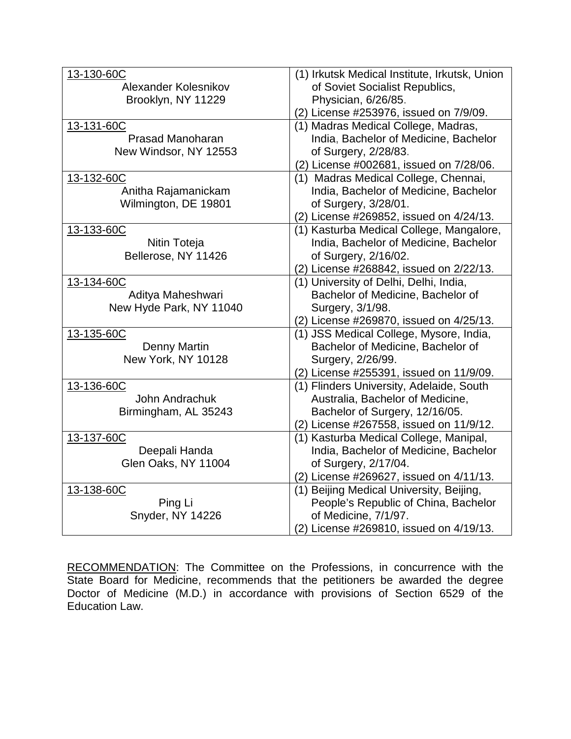| | |
|---|---|
| 13-130-60C<br>Alexander Kolesnikov<br>Brooklyn, NY 11229 | (1) Irkutsk Medical Institute, Irkutsk, Union of Soviet Socialist Republics, Physician, 6/26/85.<br>(2) License #253976, issued on 7/9/09. |
| 13-131-60C<br>Prasad Manoharan<br>New Windsor, NY 12553 | (1) Madras Medical College, Madras, India, Bachelor of Medicine, Bachelor of Surgery, 2/28/83.<br>(2) License #002681, issued on 7/28/06. |
| 13-132-60C<br>Anitha Rajamanickam<br>Wilmington, DE 19801 | (1) Madras Medical College, Chennai, India, Bachelor of Medicine, Bachelor of Surgery, 3/28/01.<br>(2) License #269852, issued on 4/24/13. |
| 13-133-60C<br>Nitin Toteja<br>Bellerose, NY 11426 | (1) Kasturba Medical College, Mangalore, India, Bachelor of Medicine, Bachelor of Surgery, 2/16/02.<br>(2) License #268842, issued on 2/22/13. |
| 13-134-60C<br>Aditya Maheshwari<br>New Hyde Park, NY 11040 | (1) University of Delhi, Delhi, India, Bachelor of Medicine, Bachelor of Surgery, 3/1/98.<br>(2) License #269870, issued on 4/25/13. |
| 13-135-60C<br>Denny Martin<br>New York, NY 10128 | (1) JSS Medical College, Mysore, India, Bachelor of Medicine, Bachelor of Surgery, 2/26/99.<br>(2) License #255391, issued on 11/9/09. |
| 13-136-60C<br>John Andrachuk<br>Birmingham, AL 35243 | (1) Flinders University, Adelaide, South Australia, Bachelor of Medicine, Bachelor of Surgery, 12/16/05.<br>(2) License #267558, issued on 11/9/12. |
| 13-137-60C<br>Deepali Handa<br>Glen Oaks, NY 11004 | (1) Kasturba Medical College, Manipal, India, Bachelor of Medicine, Bachelor of Surgery, 2/17/04.<br>(2) License #269627, issued on 4/11/13. |
| 13-138-60C<br>Ping Li<br>Snyder, NY 14226 | (1) Beijing Medical University, Beijing, People's Republic of China, Bachelor of Medicine, 7/1/97.<br>(2) License #269810, issued on 4/19/13. |

RECOMMENDATION: The Committee on the Professions, in concurrence with the State Board for Medicine, recommends that the petitioners be awarded the degree Doctor of Medicine (M.D.) in accordance with provisions of Section 6529 of the Education Law.